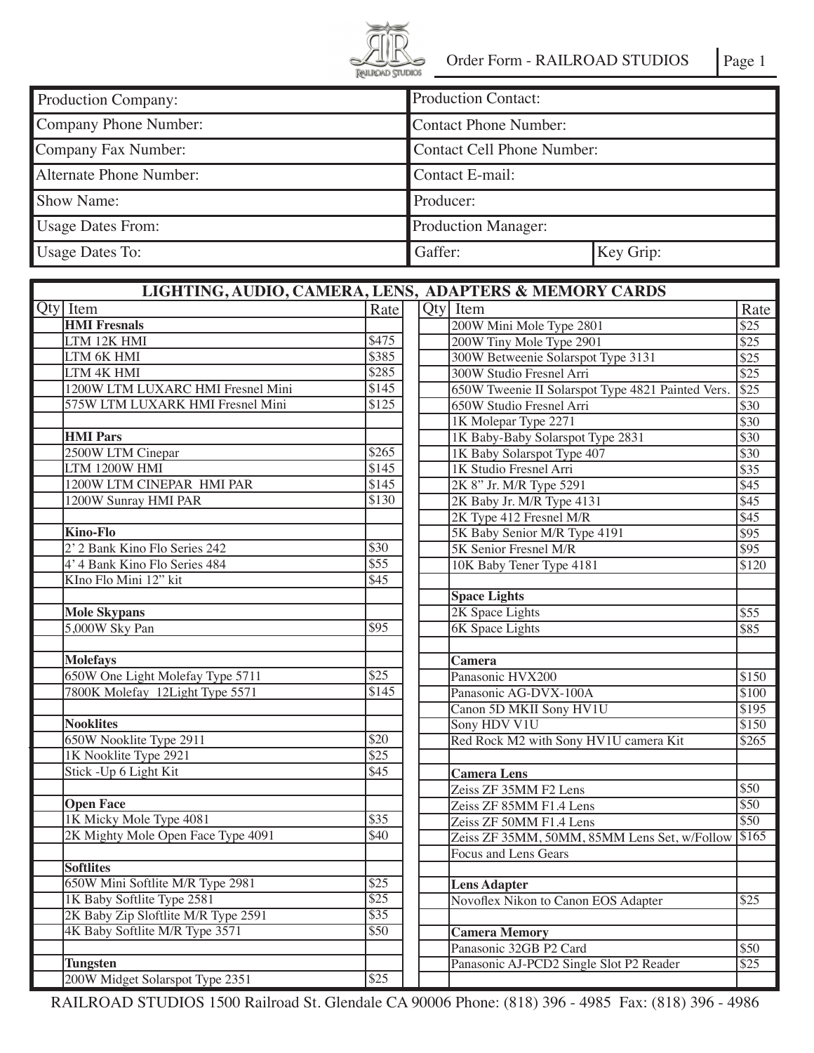# Order Form - RAILROAD STUDIOS

| | |
|---|---|
| Production Company: | Production Contact: |
| Company Phone Number: | Contact Phone Number: |
| Company Fax Number: | Contact Cell Phone Number: |
| Alternate Phone Number: | Contact E-mail: |
| Show Name: | Producer: |
| Usage Dates From: | Production Manager: |
| Usage Dates To: | Gaffer: / Key Grip: |

## LIGHTING, AUDIO, CAMERA, LENS, ADAPTERS & MEMORY CARDS

| Qty | Item | Rate |
|---|---|---|
| | **HMI Fresnals** | |
| | LTM 12K HMI | $475 |
| | LTM 6K HMI | $385 |
| | LTM 4K HMI | $285 |
| | 1200W LTM LUXARC HMI Fresnel Mini | $145 |
| | 575W LTM LUXARK HMI Fresnel Mini | $125 |
| | | |
| | **HMI Pars** | |
| | 2500W LTM Cinepar | $265 |
| | LTM 1200W HMI | $145 |
| | 1200W LTM CINEPAR HMI PAR | $145 |
| | 1200W Sunray HMI PAR | $130 |
| | | |
| | **Kino-Flo** | |
| | 2' 2 Bank Kino Flo Series 242 | $30 |
| | 4' 4 Bank Kino Flo Series 484 | $55 |
| | KIno Flo Mini 12" kit | $45 |
| | | |
| | **Mole Skypans** | |
| | 5,000W Sky Pan | $95 |
| | | |
| | **Molefays** | |
| | 650W One Light Molefay Type 5711 | $25 |
| | 7800K Molefay 12Light Type 5571 | $145 |
| | | |
| | **Nooklites** | |
| | 650W Nooklite Type 2911 | $20 |
| | 1K Nooklite Type 2921 | $25 |
| | Stick -Up 6 Light Kit | $45 |
| | | |
| | **Open Face** | |
| | 1K Micky Mole Type 4081 | $35 |
| | 2K Mighty Mole Open Face Type 4091 | $40 |
| | | |
| | **Softlites** | |
| | 650W Mini Softlite M/R Type 2981 | $25 |
| | 1K Baby Softlite Type 2581 | $25 |
| | 2K Baby Zip Sloftlite M/R Type 2591 | $35 |
| | 4K Baby Softlite M/R Type 3571 | $50 |
| | | |
| | **Tungsten** | |
| | 200W Midget Solarspot Type 2351 | $25 |
| | 200W Mini Mole Type 2801 | $25 |
| | 200W Tiny Mole Type 2901 | $25 |
| | 300W Betweenie Solarspot Type 3131 | $25 |
| | 300W Studio Fresnel Arri | $25 |
| | 650W Tweenie II Solarspot Type 4821 Painted Vers. | $25 |
| | 650W Studio Fresnel Arri | $30 |
| | 1K Molepar Type 2271 | $30 |
| | 1K Baby-Baby Solarspot Type 2831 | $30 |
| | 1K Baby Solarspot Type 407 | $30 |
| | 1K Studio Fresnel Arri | $35 |
| | 2K 8" Jr. M/R Type 5291 | $45 |
| | 2K Baby Jr. M/R Type 4131 | $45 |
| | 2K Type 412 Fresnel M/R | $45 |
| | 5K Baby Senior M/R Type 4191 | $95 |
| | 5K Senior Fresnel M/R | $95 |
| | 10K Baby Tener Type 4181 | $120 |
| | | |
| | **Space Lights** | |
| | 2K Space Lights | $55 |
| | 6K Space Lights | $85 |
| | | |
| | **Camera** | |
| | Panasonic HVX200 | $150 |
| | Panasonic AG-DVX-100A | $100 |
| | Canon 5D MKII Sony HV1U | $195 |
| | Sony HDV V1U | $150 |
| | Red Rock M2 with Sony HV1U camera Kit | $265 |
| | | |
| | **Camera Lens** | |
| | Zeiss ZF 35MM F2 Lens | $50 |
| | Zeiss ZF 85MM F1.4 Lens | $50 |
| | Zeiss ZF 50MM F1.4 Lens | $50 |
| | Zeiss ZF 35MM, 50MM, 85MM Lens Set, w/Follow Focus and Lens Gears | $165 |
| | | |
| | **Lens Adapter** | |
| | Novoflex Nikon to Canon EOS Adapter | $25 |
| | | |
| | **Camera Memory** | |
| | Panasonic 32GB P2 Card | $50 |
| | Panasonic AJ-PCD2 Single Slot P2 Reader | $25 |

RAILROAD STUDIOS 1500 Railroad St. Glendale CA 90006 Phone: (818) 396 - 4985 Fax: (818) 396 - 4986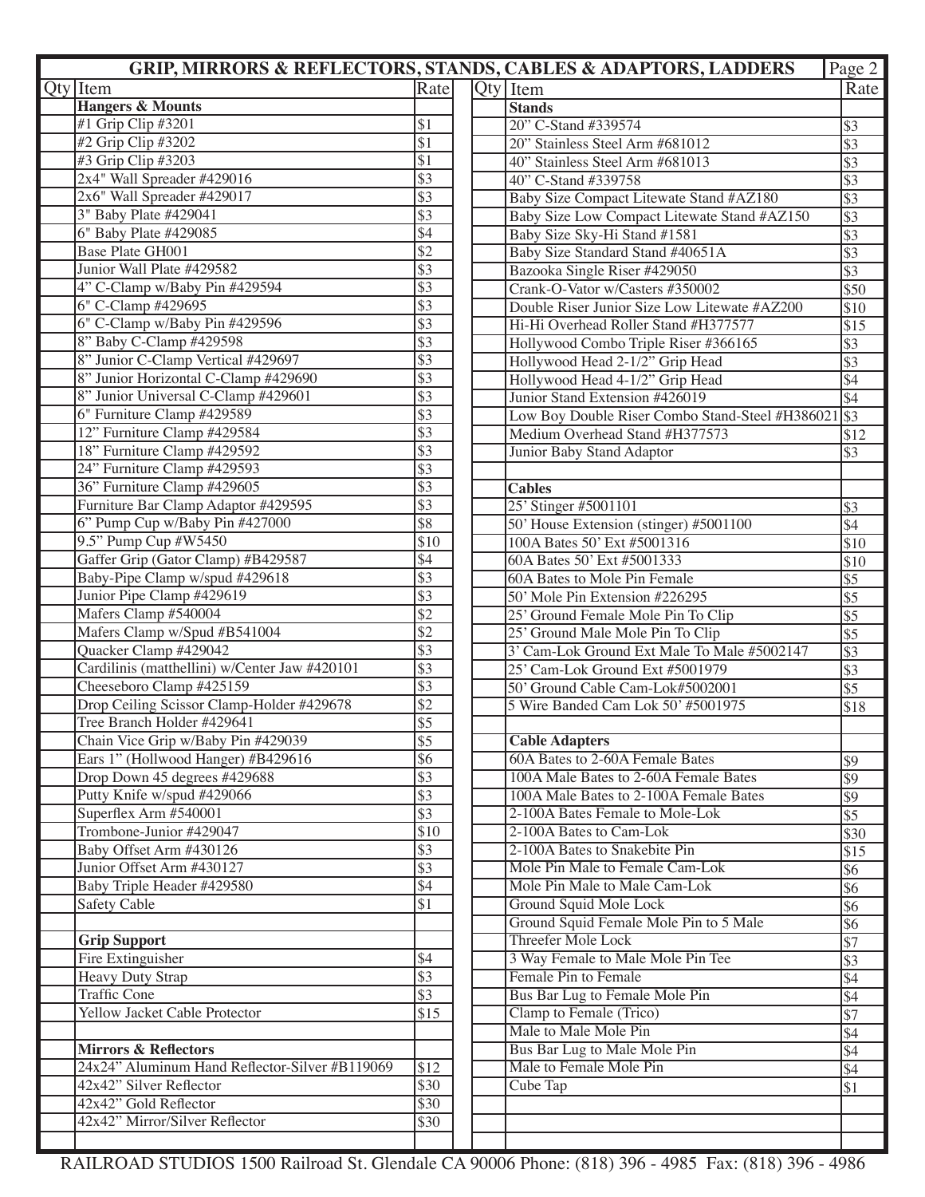# GRIP, MIRRORS & REFLECTORS, STANDS, CABLES & ADAPTORS, LADDERS

| Qty | Item | Rate |
|---|---|---|
| | **Hangers & Mounts** | |
| | #1 Grip Clip #3201 | $1 |
| | #2 Grip Clip #3202 | $1 |
| | #3 Grip Clip #3203 | $1 |
| | 2x4" Wall Spreader #429016 | $3 |
| | 2x6" Wall Spreader #429017 | $3 |
| | 3" Baby Plate #429041 | $3 |
| | 6" Baby Plate #429085 | $4 |
| | Base Plate GH001 | $2 |
| | Junior Wall Plate #429582 | $3 |
| | 4" C-Clamp w/Baby Pin #429594 | $3 |
| | 6" C-Clamp #429695 | $3 |
| | 6" C-Clamp w/Baby Pin #429596 | $3 |
| | 8" Baby C-Clamp #429598 | $3 |
| | 8" Junior C-Clamp Vertical #429697 | $3 |
| | 8" Junior Horizontal C-Clamp #429690 | $3 |
| | 8" Junior Universal C-Clamp #429601 | $3 |
| | 6" Furniture Clamp #429589 | $3 |
| | 12" Furniture Clamp #429584 | $3 |
| | 18" Furniture Clamp #429592 | $3 |
| | 24" Furniture Clamp #429593 | $3 |
| | 36" Furniture Clamp #429605 | $3 |
| | Furniture Bar Clamp Adaptor #429595 | $3 |
| | 6" Pump Cup w/Baby Pin #427000 | $8 |
| | 9.5" Pump Cup #W5450 | $10 |
| | Gaffer Grip (Gator Clamp) #B429587 | $4 |
| | Baby-Pipe Clamp w/spud #429618 | $3 |
| | Junior Pipe Clamp #429619 | $3 |
| | Mafers Clamp #540004 | $2 |
| | Mafers Clamp w/Spud #B541004 | $2 |
| | Quacker Clamp #429042 | $3 |
| | Cardilinis (matthellini) w/Center Jaw #420101 | $3 |
| | Cheeseboro Clamp #425159 | $3 |
| | Drop Ceiling Scissor Clamp-Holder #429678 | $2 |
| | Tree Branch Holder #429641 | $5 |
| | Chain Vice Grip w/Baby Pin #429039 | $5 |
| | Ears 1" (Hollwood Hanger) #B429616 | $6 |
| | Drop Down 45 degrees #429688 | $3 |
| | Putty Knife w/spud #429066 | $3 |
| | Superflex Arm #540001 | $3 |
| | Trombone-Junior #429047 | $10 |
| | Baby Offset Arm #430126 | $3 |
| | Junior Offset Arm #430127 | $3 |
| | Baby Triple Header #429580 | $4 |
| | Safety Cable | $1 |
| | | |
| | **Grip Support** | |
| | Fire Extinguisher | $4 |
| | Heavy Duty Strap | $3 |
| | Traffic Cone | $3 |
| | Yellow Jacket Cable Protector | $15 |
| | | |
| | **Mirrors & Reflectors** | |
| | 24x24" Aluminum Hand Reflector-Silver #B119069 | $12 |
| | 42x42" Silver Reflector | $30 |
| | 42x42" Gold Reflector | $30 |
| | 42x42" Mirror/Silver Reflector | $30 |

| Qty | Item | Rate |
|---|---|---|
| | **Stands** | |
| | 20" C-Stand #339574 | $3 |
| | 20" Stainless Steel Arm #681012 | $3 |
| | 40" Stainless Steel Arm #681013 | $3 |
| | 40" C-Stand #339758 | $3 |
| | Baby Size Compact Litewate Stand #AZ180 | $3 |
| | Baby Size Low Compact Litewate Stand #AZ150 | $3 |
| | Baby Size Sky-Hi Stand #1581 | $3 |
| | Baby Size Standard Stand #40651A | $3 |
| | Bazooka Single Riser #429050 | $3 |
| | Crank-O-Vator w/Casters #350002 | $50 |
| | Double Riser Junior Size Low Litewate #AZ200 | $10 |
| | Hi-Hi Overhead Roller Stand #H377577 | $15 |
| | Hollywood Combo Triple Riser #366165 | $3 |
| | Hollywood Head 2-1/2" Grip Head | $3 |
| | Hollywood Head 4-1/2" Grip Head | $4 |
| | Junior Stand Extension #426019 | $4 |
| | Low Boy Double Riser Combo Stand-Steel #H386021 | $3 |
| | Medium Overhead Stand #H377573 | $12 |
| | Junior Baby Stand Adaptor | $3 |
| | | |
| | **Cables** | |
| | 25' Stinger #5001101 | $3 |
| | 50' House Extension (stinger) #5001100 | $4 |
| | 100A Bates 50' Ext #5001316 | $10 |
| | 60A Bates 50' Ext #5001333 | $10 |
| | 60A Bates to Mole Pin Female | $5 |
| | 50' Mole Pin Extension #226295 | $5 |
| | 25' Ground Female Mole Pin To Clip | $5 |
| | 25' Ground Male Mole Pin To Clip | $5 |
| | 3' Cam-Lok Ground Ext Male To Male #5002147 | $3 |
| | 25' Cam-Lok Ground Ext #5001979 | $3 |
| | 50' Ground Cable Cam-Lok#5002001 | $5 |
| | 5 Wire Banded Cam Lok 50' #5001975 | $18 |
| | | |
| | **Cable Adapters** | |
| | 60A Bates to 2-60A Female Bates | $9 |
| | 100A Male Bates to 2-60A Female Bates | $9 |
| | 100A Male Bates to 2-100A Female Bates | $9 |
| | 2-100A Bates Female to Mole-Lok | $5 |
| | 2-100A Bates to Cam-Lok | $30 |
| | 2-100A Bates to Snakebite Pin | $15 |
| | Mole Pin Male to Female Cam-Lok | $6 |
| | Mole Pin Male to Male Cam-Lok | $6 |
| | Ground Squid Mole Lock | $6 |
| | Ground Squid Female Mole Pin to 5 Male | $6 |
| | Threefer Mole Lock | $7 |
| | 3 Way Female to Male Mole Pin Tee | $3 |
| | Female Pin to Female | $4 |
| | Bus Bar Lug to Female Mole Pin | $4 |
| | Clamp to Female (Trico) | $7 |
| | Male to Male Mole Pin | $4 |
| | Bus Bar Lug to Male Mole Pin | $4 |
| | Male to Female Mole Pin | $4 |
| | Cube Tap | $1 |

RAILROAD STUDIOS 1500 Railroad St. Glendale CA 90006 Phone: (818) 396 - 4985 Fax: (818) 396 - 4986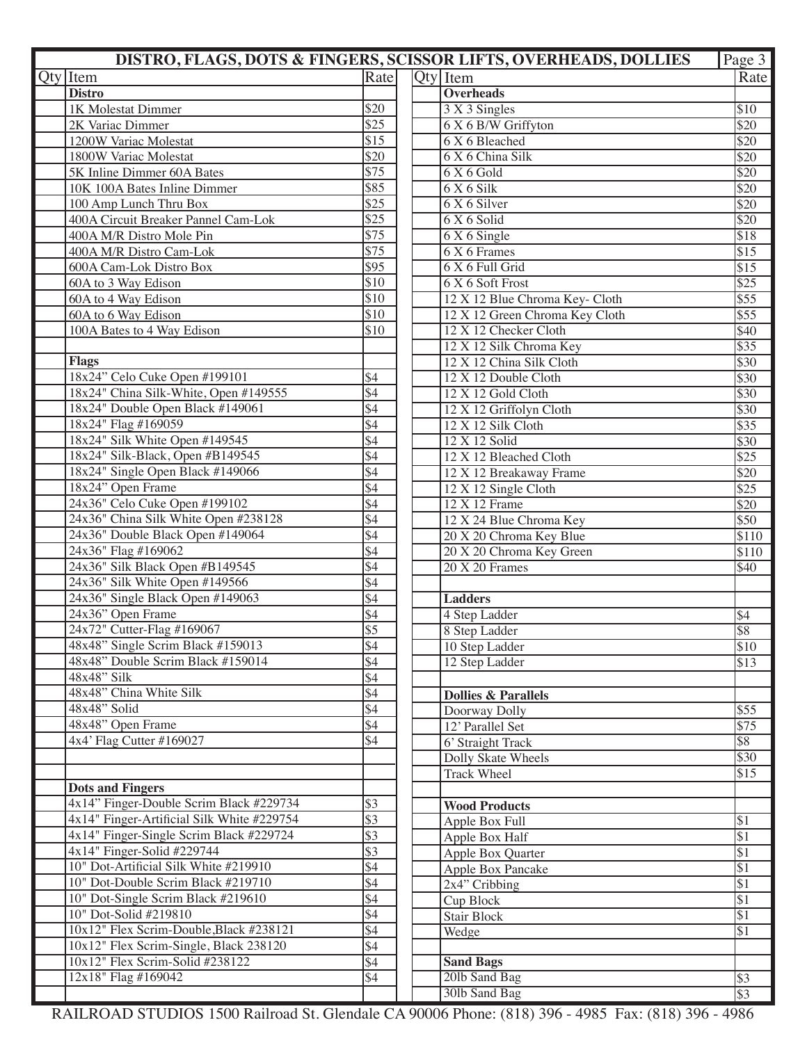| DISTRO, FLAGS, DOTS & FINGERS, SCISSOR LIFTS, OVERHEADS, DOLLIES | | | | | | Page 3 |
|---|---|---|---|---|---|---|
| Qty | Item | Rate | | Qty | Item | Rate |
| | **Distro** | | | | **Overheads** | |
| | 1K Molestat Dimmer | $20 | | | 3 X 3 Singles | $10 |
| | 2K Variac Dimmer | $25 | | | 6 X 6 B/W Griffyton | $20 |
| | 1200W Variac Molestat | $15 | | | 6 X 6 Bleached | $20 |
| | 1800W Variac Molestat | $20 | | | 6 X 6 China Silk | $20 |
| | 5K Inline Dimmer 60A Bates | $75 | | | 6 X 6 Gold | $20 |
| | 10K 100A Bates Inline Dimmer | $85 | | | 6 X 6 Silk | $20 |
| | 100 Amp Lunch Thru Box | $25 | | | 6 X 6 Silver | $20 |
| | 400A Circuit Breaker Pannel Cam-Lok | $25 | | | 6 X 6 Solid | $20 |
| | 400A M/R Distro Mole Pin | $75 | | | 6 X 6 Single | $18 |
| | 400A M/R Distro Cam-Lok | $75 | | | 6 X 6 Frames | $15 |
| | 600A Cam-Lok Distro Box | $95 | | | 6 X 6 Full Grid | $15 |
| | 60A to 3 Way Edison | $10 | | | 6 X 6 Soft Frost | $25 |
| | 60A to 4 Way Edison | $10 | | | 12 X 12 Blue Chroma Key- Cloth | $55 |
| | 60A to 6 Way Edison | $10 | | | 12 X 12 Green Chroma Key Cloth | $55 |
| | 100A Bates to 4 Way Edison | $10 | | | 12 X 12 Checker Cloth | $40 |
| | | | | | 12 X 12 Silk Chroma Key | $35 |
| | **Flags** | | | | 12 X 12 China Silk Cloth | $30 |
| | 18x24" Celo Cuke Open #199101 | $4 | | | 12 X 12 Double Cloth | $30 |
| | 18x24" China Silk-White, Open #149555 | $4 | | | 12 X 12 Gold Cloth | $30 |
| | 18x24" Double Open Black #149061 | $4 | | | 12 X 12 Griffolyn Cloth | $30 |
| | 18x24" Flag #169059 | $4 | | | 12 X 12 Silk Cloth | $35 |
| | 18x24" Silk White Open #149545 | $4 | | | 12 X 12 Solid | $30 |
| | 18x24" Silk-Black, Open #B149545 | $4 | | | 12 X 12 Bleached Cloth | $25 |
| | 18x24" Single Open Black #149066 | $4 | | | 12 X 12 Breakaway Frame | $20 |
| | 18x24" Open Frame | $4 | | | 12 X 12 Single Cloth | $25 |
| | 24x36" Celo Cuke Open #199102 | $4 | | | 12 X 12 Frame | $20 |
| | 24x36" China Silk White Open #238128 | $4 | | | 12 X 24 Blue Chroma Key | $50 |
| | 24x36" Double Black Open #149064 | $4 | | | 20 X 20 Chroma Key Blue | $110 |
| | 24x36" Flag #169062 | $4 | | | 20 X 20 Chroma Key Green | $110 |
| | 24x36" Silk Black Open #B149545 | $4 | | | 20 X 20 Frames | $40 |
| | 24x36" Silk White Open #149566 | $4 | | | | |
| | 24x36" Single Black Open #149063 | $4 | | | **Ladders** | |
| | 24x36" Open Frame | $4 | | | 4 Step Ladder | $4 |
| | 24x72" Cutter-Flag #169067 | $5 | | | 8 Step Ladder | $8 |
| | 48x48" Single Scrim Black #159013 | $4 | | | 10 Step Ladder | $10 |
| | 48x48" Double Scrim Black #159014 | $4 | | | 12 Step Ladder | $13 |
| | 48x48" Silk | $4 | | | | |
| | 48x48" China White Silk | $4 | | | **Dollies & Parallels** | |
| | 48x48" Solid | $4 | | | Doorway Dolly | $55 |
| | 48x48" Open Frame | $4 | | | 12' Parallel Set | $75 |
| | 4x4' Flag Cutter #169027 | $4 | | | 6' Straight Track | $8 |
| | | | | | Dolly Skate Wheels | $30 |
| | | | | | Track Wheel | $15 |
| | **Dots and Fingers** | | | | | |
| | 4x14" Finger-Double Scrim Black #229734 | $3 | | | **Wood Products** | |
| | 4x14" Finger-Artificial Silk White #229754 | $3 | | | Apple Box Full | $1 |
| | 4x14" Finger-Single Scrim Black #229724 | $3 | | | Apple Box Half | $1 |
| | 4x14" Finger-Solid #229744 | $3 | | | Apple Box Quarter | $1 |
| | 10" Dot-Artificial Silk White #219910 | $4 | | | Apple Box Pancake | $1 |
| | 10" Dot-Double Scrim Black #219710 | $4 | | | 2x4" Cribbing | $1 |
| | 10" Dot-Single Scrim Black #219610 | $4 | | | Cup Block | $1 |
| | 10" Dot-Solid #219810 | $4 | | | Stair Block | $1 |
| | 10x12" Flex Scrim-Double,Black #238121 | $4 | | | Wedge | $1 |
| | 10x12" Flex Scrim-Single, Black 238120 | $4 | | | | |
| | 10x12" Flex Scrim-Solid #238122 | $4 | | | **Sand Bags** | |
| | 12x18" Flag #169042 | $4 | | | 20lb Sand Bag | $3 |
| | | | | | 30lb Sand Bag | $3 |

RAILROAD STUDIOS 1500 Railroad St. Glendale CA 90006 Phone: (818) 396 - 4985 Fax: (818) 396 - 4986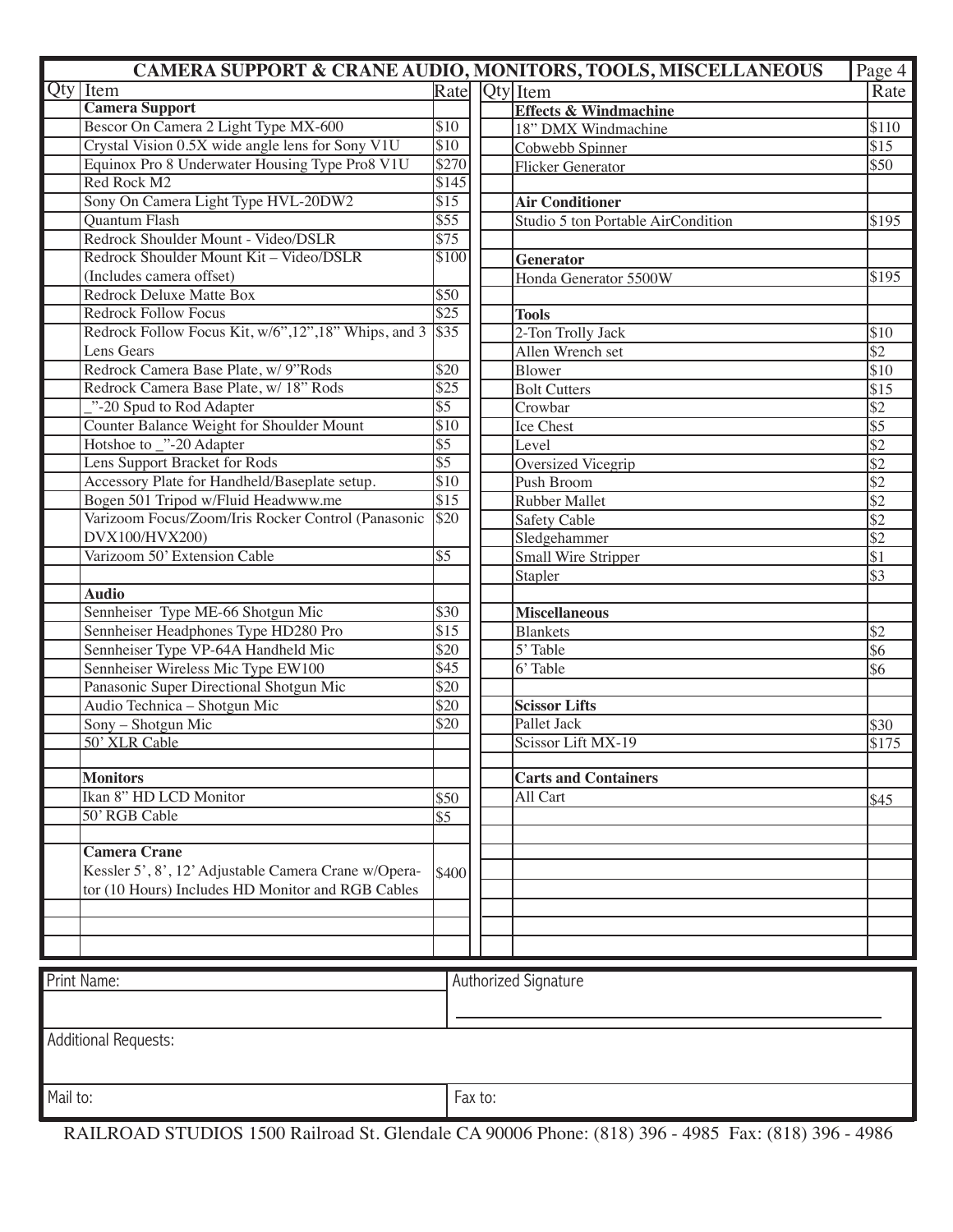## CAMERA SUPPORT & CRANE AUDIO, MONITORS, TOOLS, MISCELLANEOUS

| Qty | Item | Rate | Qty | Item | Rate |
|---|---|---|---|---|---|
| | **Camera Support** | | | **Effects & Windmachine** | |
| | Bescor On Camera 2 Light Type MX-600 | $10 | | 18" DMX Windmachine | $110 |
| | Crystal Vision 0.5X wide angle lens for Sony V1U | $10 | | Cobwebb Spinner | $15 |
| | Equinox Pro 8 Underwater Housing Type Pro8 V1U | $270 | | Flicker Generator | $50 |
| | Red Rock M2 | $145 | | | |
| | Sony On Camera Light Type HVL-20DW2 | $15 | | **Air Conditioner** | |
| | Quantum Flash | $55 | | Studio 5 ton Portable AirCondition | $195 |
| | Redrock Shoulder Mount - Video/DSLR | $75 | | | |
| | Redrock Shoulder Mount Kit – Video/DSLR (Includes camera offset) | $100 | | **Generator** | |
| | | | | Honda Generator 5500W | $195 |
| | Redrock Deluxe Matte Box | $50 | | | |
| | Redrock Follow Focus | $25 | | **Tools** | |
| | Redrock Follow Focus Kit, w/6",12",18" Whips, and 3 Lens Gears | $35 | | 2-Ton Trolly Jack | $10 |
| | | | | Allen Wrench set | $2 |
| | Redrock Camera Base Plate, w/ 9"Rods | $20 | | Blower | $10 |
| | Redrock Camera Base Plate, w/ 18" Rods | $25 | | Bolt Cutters | $15 |
| | _"-20 Spud to Rod Adapter | $5 | | Crowbar | $2 |
| | Counter Balance Weight for Shoulder Mount | $10 | | Ice Chest | $5 |
| | Hotshoe to _"-20 Adapter | $5 | | Level | $2 |
| | Lens Support Bracket for Rods | $5 | | Oversized Vicegrip | $2 |
| | Accessory Plate for Handheld/Baseplate setup. | $10 | | Push Broom | $2 |
| | Bogen 501 Tripod w/Fluid Headwww.me | $15 | | Rubber Mallet | $2 |
| | Varizoom Focus/Zoom/Iris Rocker Control (Panasonic DVX100/HVX200) | $20 | | Safety Cable | $2 |
| | | | | Sledgehammer | $2 |
| | Varizoom 50' Extension Cable | $5 | | Small Wire Stripper | $1 |
| | | | | Stapler | $3 |
| | **Audio** | | | | |
| | Sennheiser Type ME-66 Shotgun Mic | $30 | | **Miscellaneous** | |
| | Sennheiser Headphones Type HD280 Pro | $15 | | Blankets | $2 |
| | Sennheiser Type VP-64A Handheld Mic | $20 | | 5' Table | $6 |
| | Sennheiser Wireless Mic Type EW100 | $45 | | 6' Table | $6 |
| | Panasonic Super Directional Shotgun Mic | $20 | | | |
| | Audio Technica – Shotgun Mic | $20 | | **Scissor Lifts** | |
| | Sony – Shotgun Mic | $20 | | Pallet Jack | $30 |
| | 50' XLR Cable | | | Scissor Lift MX-19 | $175 |
| | | | | | |
| | **Monitors** | | | **Carts and Containers** | |
| | Ikan 8" HD LCD Monitor | $50 | | All Cart | $45 |
| | 50' RGB Cable | $5 | | | |
| | | | | | |
| | **Camera Crane** | | | | |
| | Kessler 5', 8', 12' Adjustable Camera Crane w/Operator (10 Hours) Includes HD Monitor and RGB Cables | $400 | | | |
| | | | | | |
| | | | | | |
| | | | | | |

| | |
|---|---|
| Print Name: | Authorized Signature |
| Additional Requests: | |
| Mail to: | Fax to: |

RAILROAD STUDIOS 1500 Railroad St. Glendale CA 90006 Phone: (818) 396 - 4985 Fax: (818) 396 - 4986